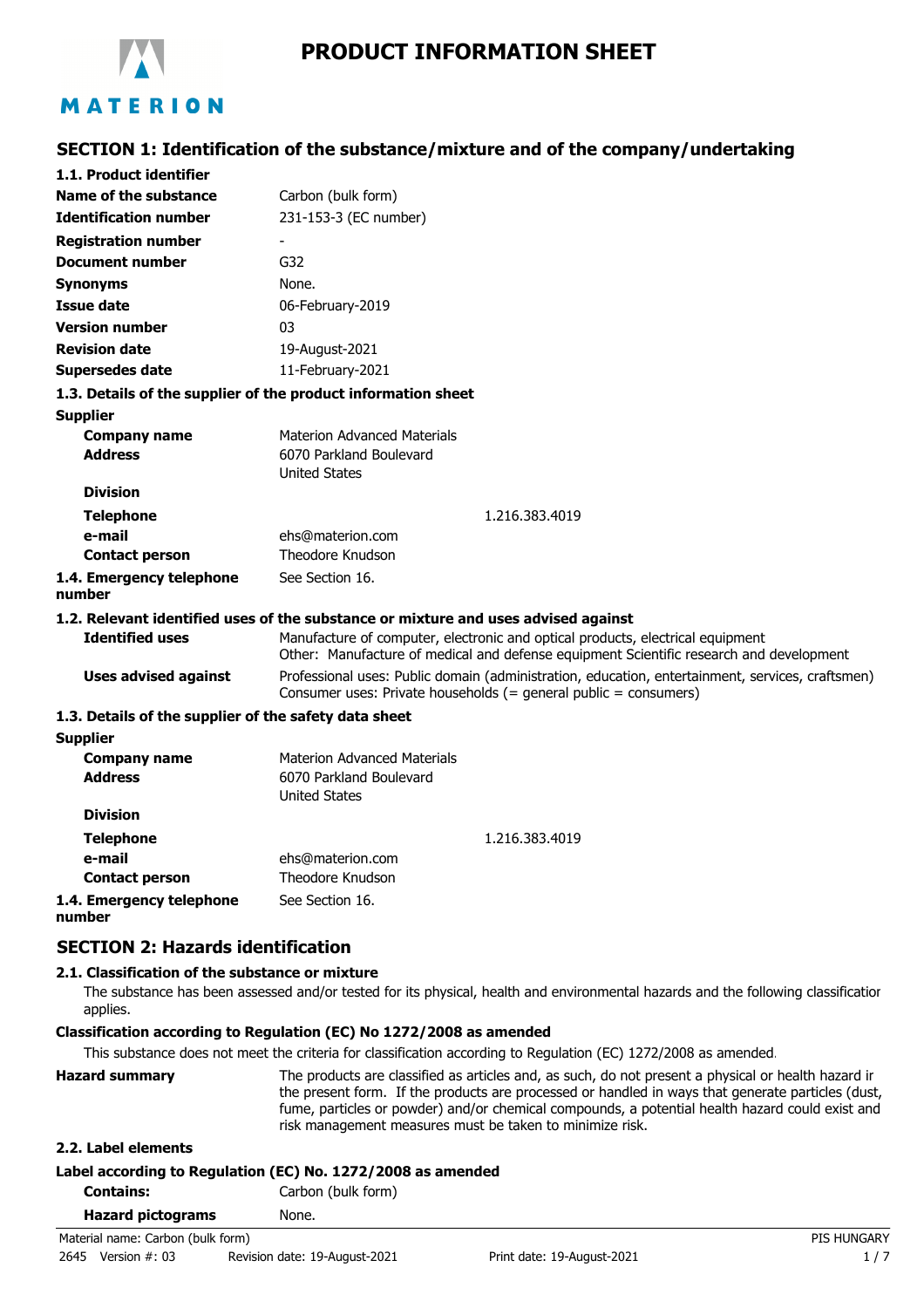# PRODUCT INFORMATION SHEET

## SECTION 1: Identification of the substance/mixture and of the company/undertaking

### 1.1. Product identifier

| | |
|---|---|
| **Name of the substance** | Carbon (bulk form) |
| **Identification number** | 231-153-3 (EC number) |
| **Registration number** | - |
| **Document number** | G32 |
| **Synonyms** | None. |
| **Issue date** | 06-February-2019 |
| **Version number** | 03 |
| **Revision date** | 19-August-2021 |
| **Supersedes date** | 11-February-2021 |

### 1.3. Details of the supplier of the product information sheet

**Supplier**

| | |
|---|---|
| **Company name** | Materion Advanced Materials |
| **Address** | 6070 Parkland Boulevard<br>United States |
| **Division** | |
| **Telephone** | 1.216.383.4019 |
| **e-mail** | ehs@materion.com |
| **Contact person** | Theodore Knudson |
| **1.4. Emergency telephone number** | See Section 16. |

### 1.2. Relevant identified uses of the substance or mixture and uses advised against

| | |
|---|---|
| **Identified uses** | Manufacture of computer, electronic and optical products, electrical equipment<br>Other: Manufacture of medical and defense equipment Scientific research and development |
| **Uses advised against** | Professional uses: Public domain (administration, education, entertainment, services, craftsmen)<br>Consumer uses: Private households (= general public = consumers) |

### 1.3. Details of the supplier of the safety data sheet

**Supplier**

| | |
|---|---|
| **Company name** | Materion Advanced Materials |
| **Address** | 6070 Parkland Boulevard<br>United States |
| **Division** | |
| **Telephone** | 1.216.383.4019 |
| **e-mail** | ehs@materion.com |
| **Contact person** | Theodore Knudson |
| **1.4. Emergency telephone number** | See Section 16. |

## SECTION 2: Hazards identification

### 2.1. Classification of the substance or mixture

The substance has been assessed and/or tested for its physical, health and environmental hazards and the following classification applies.

**Classification according to Regulation (EC) No 1272/2008 as amended**

This substance does not meet the criteria for classification according to Regulation (EC) 1272/2008 as amended.

**Hazard summary**

The products are classified as articles and, as such, do not present a physical or health hazard in the present form. If the products are processed or handled in ways that generate particles (dust, fume, particles or powder) and/or chemical compounds, a potential health hazard could exist and risk management measures must be taken to minimize risk.

### 2.2. Label elements

**Label according to Regulation (EC) No. 1272/2008 as amended**

| | |
|---|---|
| **Contains:** | Carbon (bulk form) |
| **Hazard pictograms** | None. |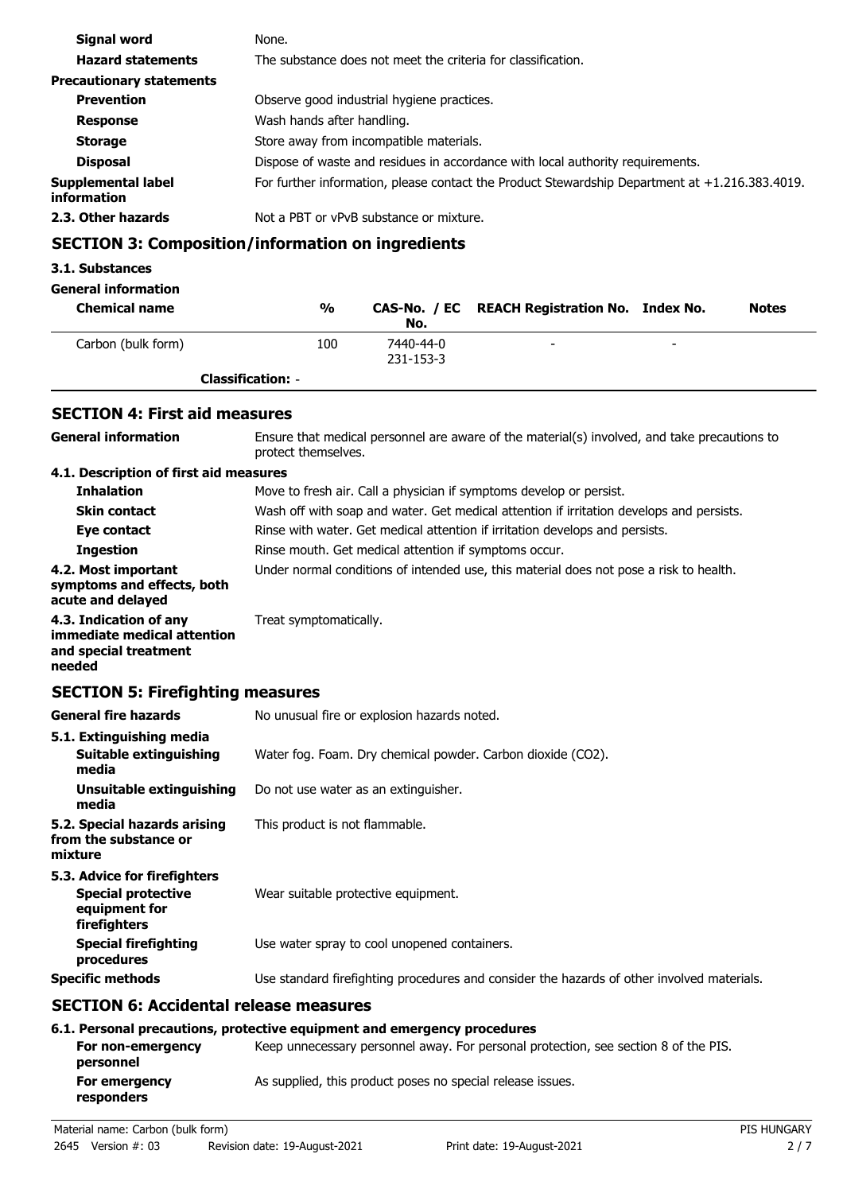| | |
|---|---|
| **Signal word** | None. |
| **Hazard statements** | The substance does not meet the criteria for classification. |
| **Precautionary statements** | |
| **Prevention** | Observe good industrial hygiene practices. |
| **Response** | Wash hands after handling. |
| **Storage** | Store away from incompatible materials. |
| **Disposal** | Dispose of waste and residues in accordance with local authority requirements. |
| **Supplemental label information** | For further information, please contact the Product Stewardship Department at +1.216.383.4019. |
| **2.3. Other hazards** | Not a PBT or vPvB substance or mixture. |

## SECTION 3: Composition/information on ingredients

**3.1. Substances**

**General information**

| Chemical name | % | CAS-No. / EC No. | REACH Registration No. | Index No. | Notes |
|---|---|---|---|---|---|
| Carbon (bulk form) | 100 | 7440-44-0<br>231-153-3 | - | - | |
| **Classification:** - | | | | | |

## SECTION 4: First aid measures

| | |
|---|---|
| **General information** | Ensure that medical personnel are aware of the material(s) involved, and take precautions to protect themselves. |
| **4.1. Description of first aid measures** | |
| **Inhalation** | Move to fresh air. Call a physician if symptoms develop or persist. |
| **Skin contact** | Wash off with soap and water. Get medical attention if irritation develops and persists. |
| **Eye contact** | Rinse with water. Get medical attention if irritation develops and persists. |
| **Ingestion** | Rinse mouth. Get medical attention if symptoms occur. |
| **4.2. Most important symptoms and effects, both acute and delayed** | Under normal conditions of intended use, this material does not pose a risk to health. |
| **4.3. Indication of any immediate medical attention and special treatment needed** | Treat symptomatically. |

## SECTION 5: Firefighting measures

| | |
|---|---|
| **General fire hazards** | No unusual fire or explosion hazards noted. |
| **5.1. Extinguishing media** | |
| **Suitable extinguishing media** | Water fog. Foam. Dry chemical powder. Carbon dioxide ($CO_2$). |
| **Unsuitable extinguishing media** | Do not use water as an extinguisher. |
| **5.2. Special hazards arising from the substance or mixture** | This product is not flammable. |
| **5.3. Advice for firefighters** | |
| **Special protective equipment for firefighters** | Wear suitable protective equipment. |
| **Special firefighting procedures** | Use water spray to cool unopened containers. |
| **Specific methods** | Use standard firefighting procedures and consider the hazards of other involved materials. |

## SECTION 6: Accidental release measures

**6.1. Personal precautions, protective equipment and emergency procedures**

| | |
|---|---|
| **For non-emergency personnel** | Keep unnecessary personnel away. For personal protection, see section 8 of the PIS. |
| **For emergency responders** | As supplied, this product poses no special release issues. |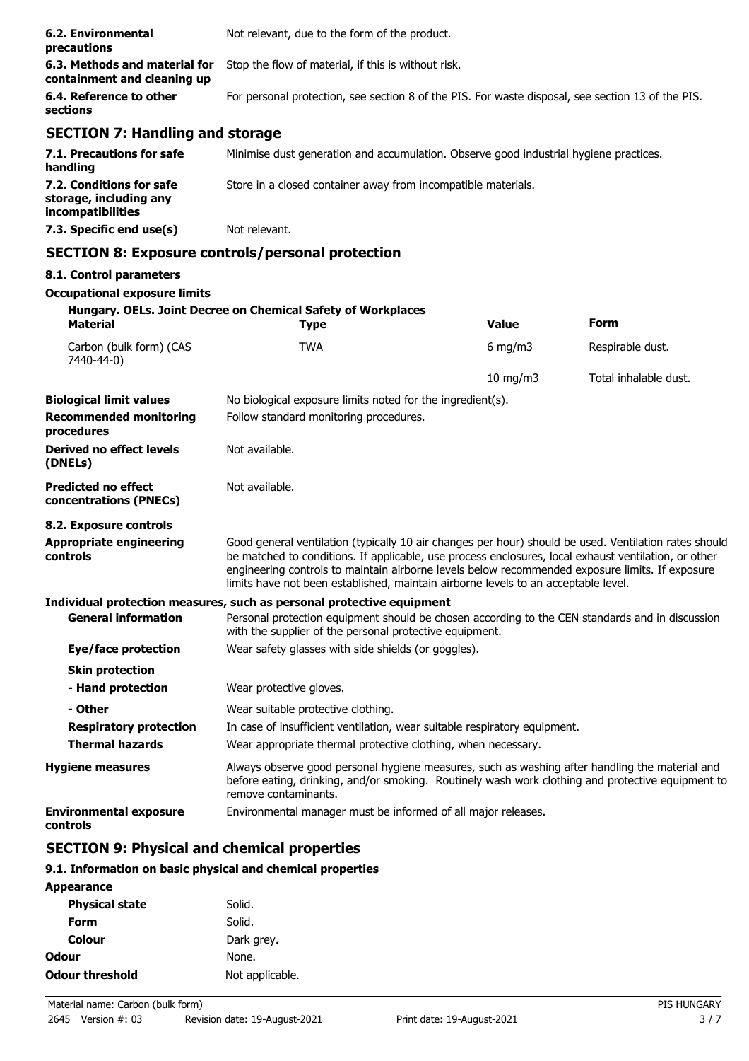| | |
|---|---|
| **6.2. Environmental precautions** | Not relevant, due to the form of the product. |
| **6.3. Methods and material for containment and cleaning up** | Stop the flow of material, if this is without risk. |
| **6.4. Reference to other sections** | For personal protection, see section 8 of the PIS. For waste disposal, see section 13 of the PIS. |

## SECTION 7: Handling and storage

| | |
|---|---|
| **7.1. Precautions for safe handling** | Minimise dust generation and accumulation. Observe good industrial hygiene practices. |
| **7.2. Conditions for safe storage, including any incompatibilities** | Store in a closed container away from incompatible materials. |
| **7.3. Specific end use(s)** | Not relevant. |

## SECTION 8: Exposure controls/personal protection

### 8.1. Control parameters

**Occupational exposure limits**

**Hungary. OELs. Joint Decree on Chemical Safety of Workplaces**

| Material | Type | Value | Form |
|---|---|---|---|
| Carbon (bulk form) (CAS 7440-44-0) | TWA | 6 mg/m3 | Respirable dust. |
| | | 10 mg/m3 | Total inhalable dust. |

| | |
|---|---|
| **Biological limit values** | No biological exposure limits noted for the ingredient(s). |
| **Recommended monitoring procedures** | Follow standard monitoring procedures. |
| **Derived no effect levels (DNELs)** | Not available. |
| **Predicted no effect concentrations (PNECs)** | Not available. |

### 8.2. Exposure controls

| | |
|---|---|
| **Appropriate engineering controls** | Good general ventilation (typically 10 air changes per hour) should be used. Ventilation rates should be matched to conditions. If applicable, use process enclosures, local exhaust ventilation, or other engineering controls to maintain airborne levels below recommended exposure limits. If exposure limits have not been established, maintain airborne levels to an acceptable level. |

**Individual protection measures, such as personal protective equipment**

| | |
|---|---|
| **General information** | Personal protection equipment should be chosen according to the CEN standards and in discussion with the supplier of the personal protective equipment. |
| **Eye/face protection** | Wear safety glasses with side shields (or goggles). |
| **Skin protection** | |
| **- Hand protection** | Wear protective gloves. |
| **- Other** | Wear suitable protective clothing. |
| **Respiratory protection** | In case of insufficient ventilation, wear suitable respiratory equipment. |
| **Thermal hazards** | Wear appropriate thermal protective clothing, when necessary. |
| **Hygiene measures** | Always observe good personal hygiene measures, such as washing after handling the material and before eating, drinking, and/or smoking. Routinely wash work clothing and protective equipment to remove contaminants. |
| **Environmental exposure controls** | Environmental manager must be informed of all major releases. |

## SECTION 9: Physical and chemical properties

### 9.1. Information on basic physical and chemical properties

**Appearance**

| | |
|---|---|
| **Physical state** | Solid. |
| **Form** | Solid. |
| **Colour** | Dark grey. |
| **Odour** | None. |
| **Odour threshold** | Not applicable. |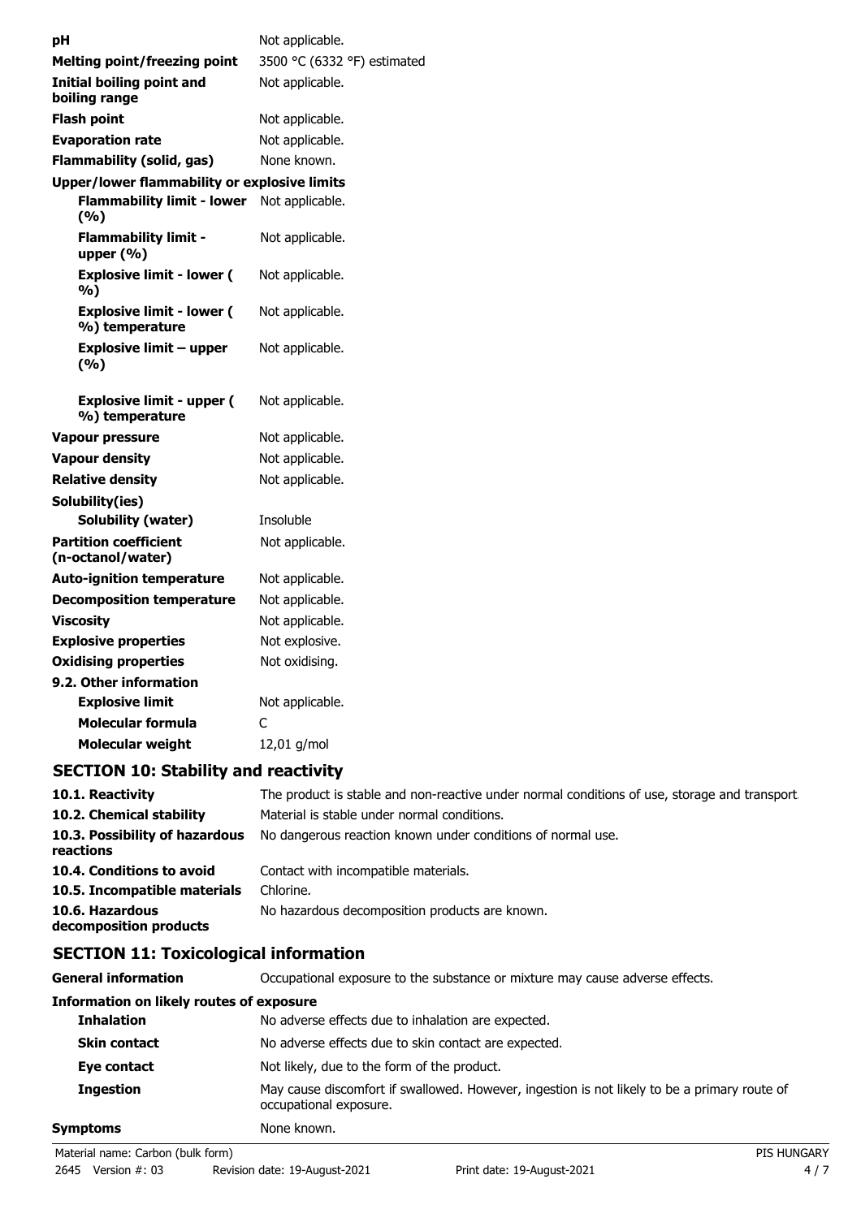| | |
|---|---|
| **pH** | Not applicable. |
| **Melting point/freezing point** | 3500 °C (6332 °F) estimated |
| **Initial boiling point and boiling range** | Not applicable. |
| **Flash point** | Not applicable. |
| **Evaporation rate** | Not applicable. |
| **Flammability (solid, gas)** | None known. |
| **Upper/lower flammability or explosive limits** | |
| **Flammability limit - lower (%)** | Not applicable. |
| **Flammability limit - upper (%)** | Not applicable. |
| **Explosive limit - lower (%)** | Not applicable. |
| **Explosive limit - lower (%) temperature** | Not applicable. |
| **Explosive limit – upper (%)** | Not applicable. |
| **Explosive limit - upper (%) temperature** | Not applicable. |
| **Vapour pressure** | Not applicable. |
| **Vapour density** | Not applicable. |
| **Relative density** | Not applicable. |
| **Solubility(ies)** | |
| **Solubility (water)** | Insoluble |
| **Partition coefficient (n-octanol/water)** | Not applicable. |
| **Auto-ignition temperature** | Not applicable. |
| **Decomposition temperature** | Not applicable. |
| **Viscosity** | Not applicable. |
| **Explosive properties** | Not explosive. |
| **Oxidising properties** | Not oxidising. |
| **9.2. Other information** | |
| **Explosive limit** | Not applicable. |
| **Molecular formula** | C |
| **Molecular weight** | 12,01 g/mol |

## SECTION 10: Stability and reactivity

| | |
|---|---|
| **10.1. Reactivity** | The product is stable and non-reactive under normal conditions of use, storage and transport. |
| **10.2. Chemical stability** | Material is stable under normal conditions. |
| **10.3. Possibility of hazardous reactions** | No dangerous reaction known under conditions of normal use. |
| **10.4. Conditions to avoid** | Contact with incompatible materials. |
| **10.5. Incompatible materials** | Chlorine. |
| **10.6. Hazardous decomposition products** | No hazardous decomposition products are known. |

## SECTION 11: Toxicological information

| | |
|---|---|
| **General information** | Occupational exposure to the substance or mixture may cause adverse effects. |
| **Information on likely routes of exposure** | |
| **Inhalation** | No adverse effects due to inhalation are expected. |
| **Skin contact** | No adverse effects due to skin contact are expected. |
| **Eye contact** | Not likely, due to the form of the product. |
| **Ingestion** | May cause discomfort if swallowed. However, ingestion is not likely to be a primary route of occupational exposure. |
| **Symptoms** | None known. |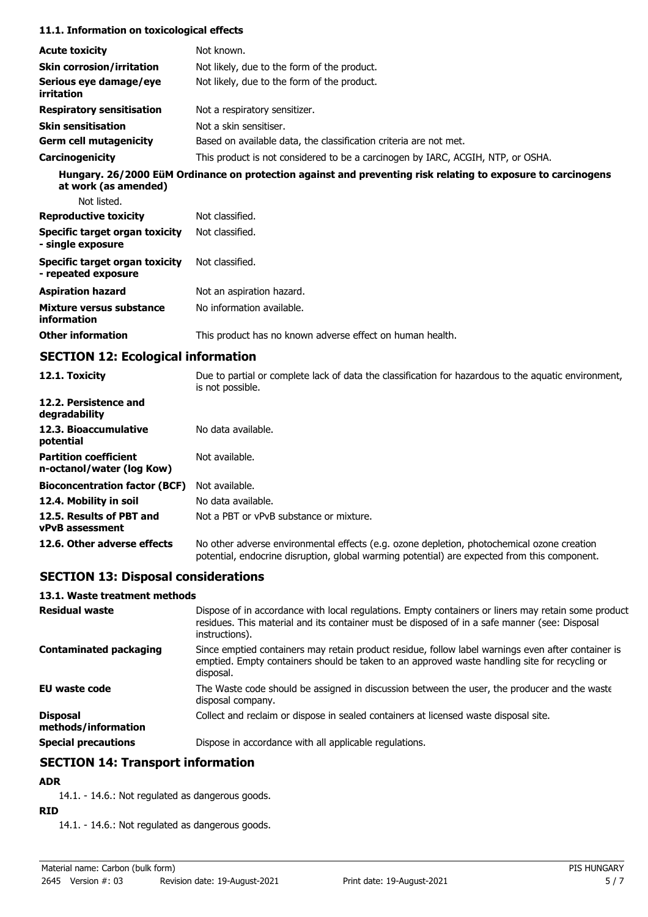### 11.1. Information on toxicological effects

| | |
|---|---|
| **Acute toxicity** | Not known. |
| **Skin corrosion/irritation** | Not likely, due to the form of the product. |
| **Serious eye damage/eye irritation** | Not likely, due to the form of the product. |
| **Respiratory sensitisation** | Not a respiratory sensitizer. |
| **Skin sensitisation** | Not a skin sensitiser. |
| **Germ cell mutagenicity** | Based on available data, the classification criteria are not met. |
| **Carcinogenicity** | This product is not considered to be a carcinogen by IARC, ACGIH, NTP, or OSHA. |

**Hungary. 26/2000 EüM Ordinance on protection against and preventing risk relating to exposure to carcinogens at work (as amended)**

Not listed.

| | |
|---|---|
| **Reproductive toxicity** | Not classified. |
| **Specific target organ toxicity - single exposure** | Not classified. |
| **Specific target organ toxicity - repeated exposure** | Not classified. |
| **Aspiration hazard** | Not an aspiration hazard. |
| **Mixture versus substance information** | No information available. |
| **Other information** | This product has no known adverse effect on human health. |

## SECTION 12: Ecological information

| | |
|---|---|
| **12.1. Toxicity** | Due to partial or complete lack of data the classification for hazardous to the aquatic environment, is not possible. |
| **12.2. Persistence and degradability** | |
| **12.3. Bioaccumulative potential** | No data available. |
| **Partition coefficient n-octanol/water (log Kow)** | Not available. |
| **Bioconcentration factor (BCF)** | Not available. |
| **12.4. Mobility in soil** | No data available. |
| **12.5. Results of PBT and vPvB assessment** | Not a PBT or vPvB substance or mixture. |
| **12.6. Other adverse effects** | No other adverse environmental effects (e.g. ozone depletion, photochemical ozone creation potential, endocrine disruption, global warming potential) are expected from this component. |

## SECTION 13: Disposal considerations

### 13.1. Waste treatment methods

| | |
|---|---|
| **Residual waste** | Dispose of in accordance with local regulations. Empty containers or liners may retain some product residues. This material and its container must be disposed of in a safe manner (see: Disposal instructions). |
| **Contaminated packaging** | Since emptied containers may retain product residue, follow label warnings even after container is emptied. Empty containers should be taken to an approved waste handling site for recycling or disposal. |
| **EU waste code** | The Waste code should be assigned in discussion between the user, the producer and the waste disposal company. |
| **Disposal methods/information** | Collect and reclaim or dispose in sealed containers at licensed waste disposal site. |
| **Special precautions** | Dispose in accordance with all applicable regulations. |

## SECTION 14: Transport information

**ADR**

14.1. - 14.6.: Not regulated as dangerous goods.

**RID**

14.1. - 14.6.: Not regulated as dangerous goods.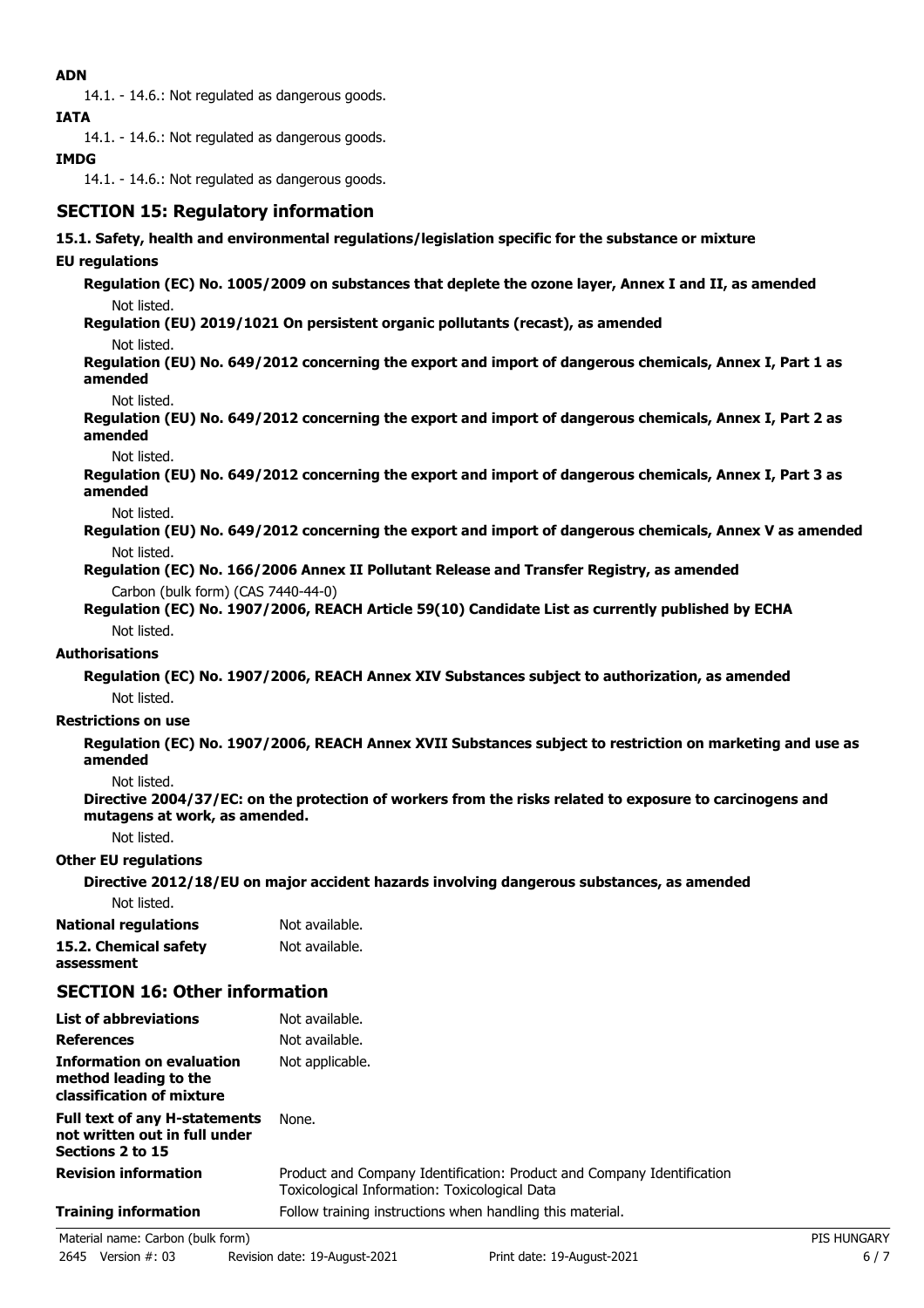**ADN**

14.1. - 14.6.: Not regulated as dangerous goods.

**IATA**

14.1. - 14.6.: Not regulated as dangerous goods.

**IMDG**

14.1. - 14.6.: Not regulated as dangerous goods.

## SECTION 15: Regulatory information

**15.1. Safety, health and environmental regulations/legislation specific for the substance or mixture**

**EU regulations**

**Regulation (EC) No. 1005/2009 on substances that deplete the ozone layer, Annex I and II, as amended**

Not listed.

**Regulation (EU) 2019/1021 On persistent organic pollutants (recast), as amended**

Not listed.

**Regulation (EU) No. 649/2012 concerning the export and import of dangerous chemicals, Annex I, Part 1 as amended**

Not listed.

**Regulation (EU) No. 649/2012 concerning the export and import of dangerous chemicals, Annex I, Part 2 as amended**

Not listed.

**Regulation (EU) No. 649/2012 concerning the export and import of dangerous chemicals, Annex I, Part 3 as amended**

Not listed.

**Regulation (EU) No. 649/2012 concerning the export and import of dangerous chemicals, Annex V as amended**

Not listed.

**Regulation (EC) No. 166/2006 Annex II Pollutant Release and Transfer Registry, as amended**

Carbon (bulk form) (CAS 7440-44-0)

**Regulation (EC) No. 1907/2006, REACH Article 59(10) Candidate List as currently published by ECHA**

Not listed.

**Authorisations**

**Regulation (EC) No. 1907/2006, REACH Annex XIV Substances subject to authorization, as amended**

Not listed.

**Restrictions on use**

**Regulation (EC) No. 1907/2006, REACH Annex XVII Substances subject to restriction on marketing and use as amended**

Not listed.

**Directive 2004/37/EC: on the protection of workers from the risks related to exposure to carcinogens and mutagens at work, as amended.**

Not listed.

**Other EU regulations**

**Directive 2012/18/EU on major accident hazards involving dangerous substances, as amended**

Not listed.

**National regulations** Not available.

**15.2. Chemical safety assessment** Not available.

## SECTION 16: Other information

**List of abbreviations** Not available.

**References** Not available.

**Information on evaluation method leading to the classification of mixture** Not applicable.

**Full text of any H-statements not written out in full under Sections 2 to 15** None.

**Revision information** Product and Company Identification: Product and Company Identification
Toxicological Information: Toxicological Data

**Training information** Follow training instructions when handling this material.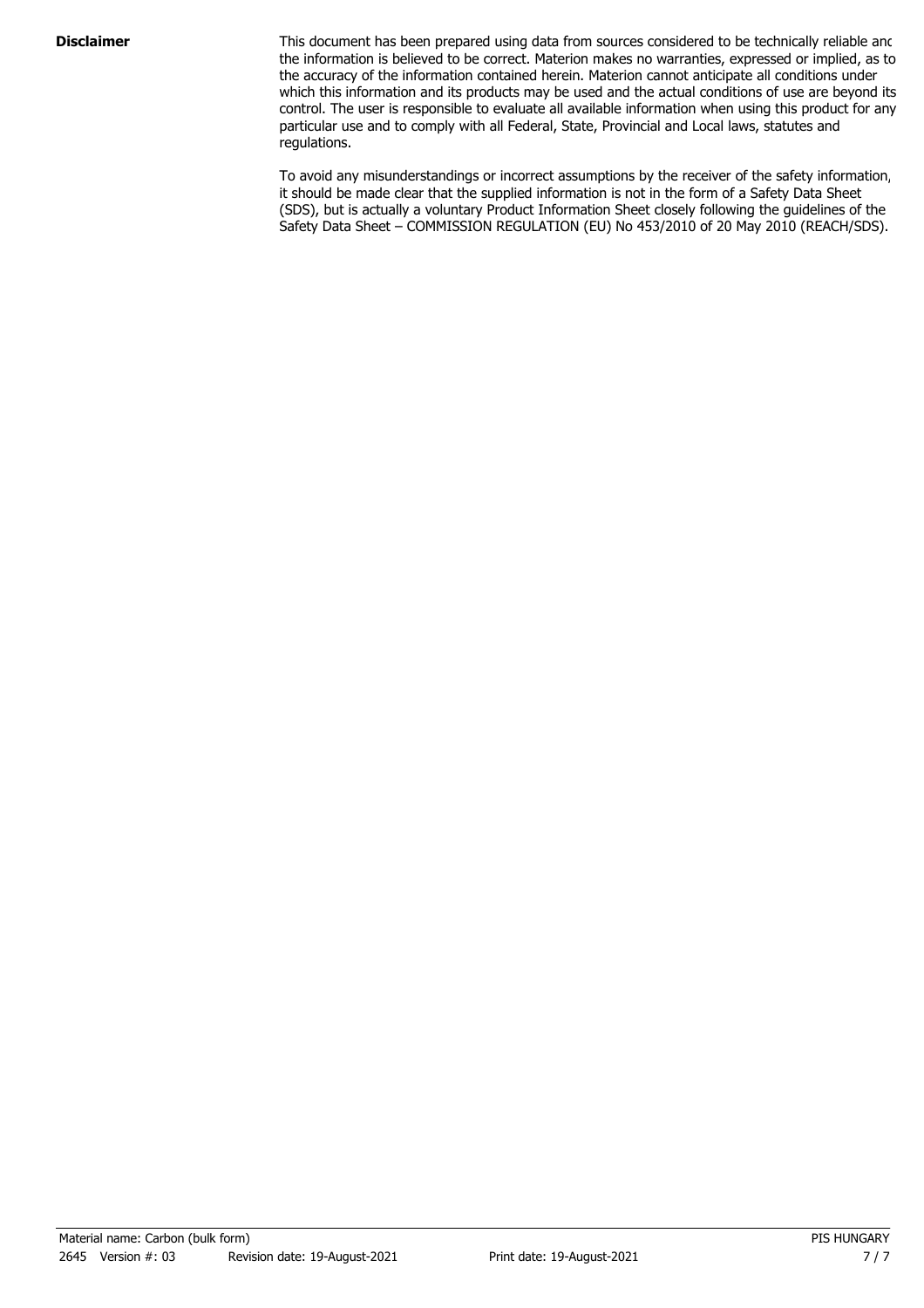**Disclaimer**

This document has been prepared using data from sources considered to be technically reliable and the information is believed to be correct. Materion makes no warranties, expressed or implied, as to the accuracy of the information contained herein. Materion cannot anticipate all conditions under which this information and its products may be used and the actual conditions of use are beyond its control. The user is responsible to evaluate all available information when using this product for any particular use and to comply with all Federal, State, Provincial and Local laws, statutes and regulations.

To avoid any misunderstandings or incorrect assumptions by the receiver of the safety information, it should be made clear that the supplied information is not in the form of a Safety Data Sheet (SDS), but is actually a voluntary Product Information Sheet closely following the guidelines of the Safety Data Sheet – COMMISSION REGULATION (EU) No 453/2010 of 20 May 2010 (REACH/SDS).